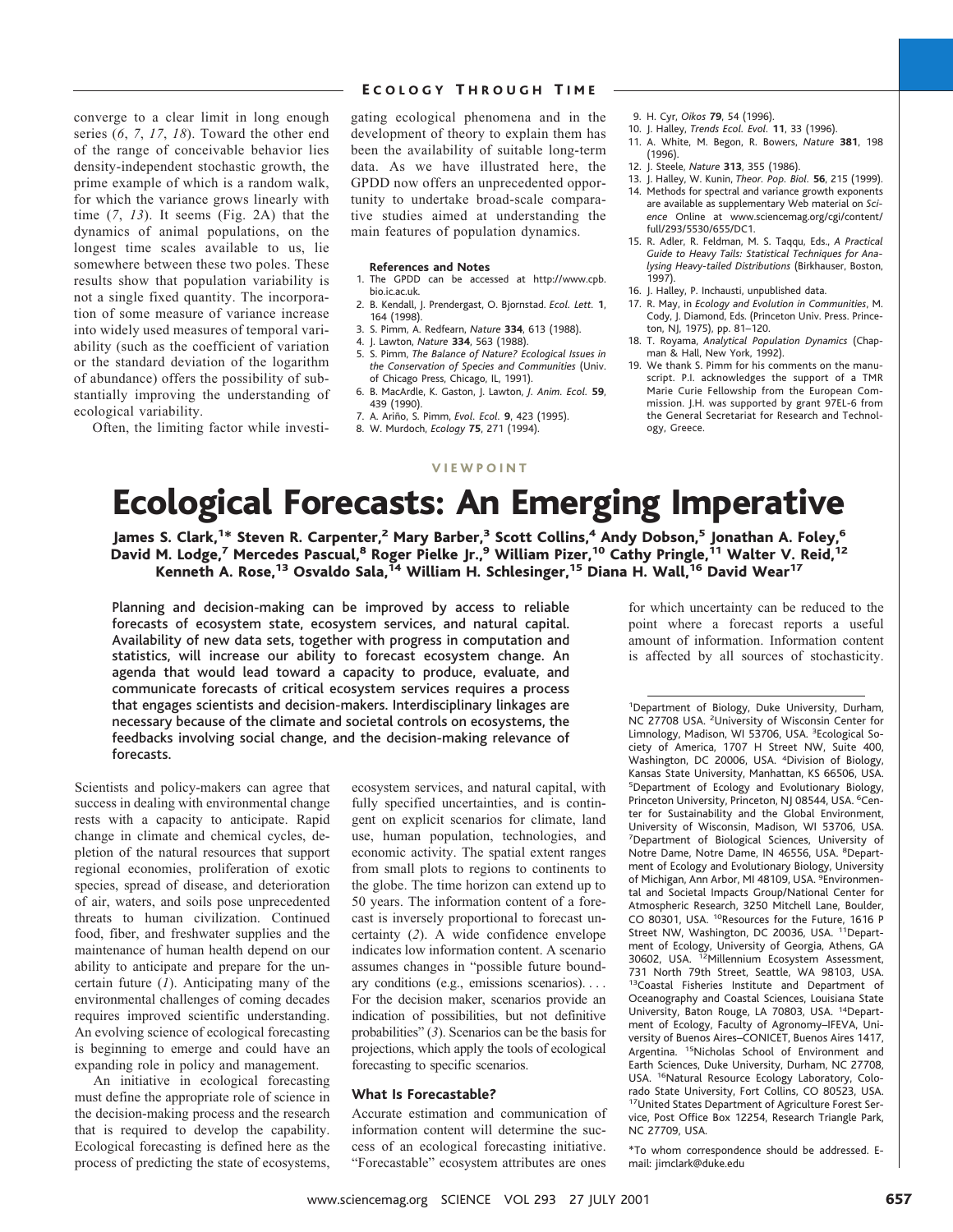converge to a clear limit in long enough series (*6*, *7*, *17*, *18*). Toward the other end of the range of conceivable behavior lies density-independent stochastic growth, the prime example of which is a random walk, for which the variance grows linearly with time (*7*, *13*). It seems (Fig. 2A) that the dynamics of animal populations, on the longest time scales available to us, lie somewhere between these two poles. These results show that population variability is not a single fixed quantity. The incorporation of some measure of variance increase into widely used measures of temporal variability (such as the coefficient of variation or the standard deviation of the logarithm of abundance) offers the possibility of substantially improving the understanding of ecological variability.

Often, the limiting factor while investigating ecological phenomena and in the development of theory to explain them has been the availability of suitable long-term data. As we have illustrated here, the GPDD now offers an unprecedented opportunity to undertake broad-scale comparative studies aimed at understanding the main features of population dynamics.

#### References and Notes

1. The GPDD can be accessed at http://www.cpb.bio.ic.ac.uk.
2. B. Kendall, J. Prendergast, O. Bjornstad. *Ecol. Lett.* **1**, 164 (1998).
3. S. Pimm, A. Redfearn, *Nature* **334**, 613 (1988).
4. J. Lawton, *Nature* **334**, 563 (1988).
5. S. Pimm, *The Balance of Nature? Ecological Issues in the Conservation of Species and Communities* (Univ. of Chicago Press, Chicago, IL, 1991).
6. B. MacArdle, K. Gaston, J. Lawton, *J. Anim. Ecol.* **59**, 439 (1990).
7. A. Ariño, S. Pimm, *Evol. Ecol.* **9**, 423 (1995).
8. W. Murdoch, *Ecology* **75**, 271 (1994).
9. H. Cyr, *Oikos* **79**, 54 (1996).
10. J. Halley, *Trends Ecol. Evol.* **11**, 33 (1996).
11. A. White, M. Begon, R. Bowers, *Nature* **381**, 198 (1996).
12. J. Steele, *Nature* **313**, 355 (1986).
13. J. Halley, W. Kunin, *Theor. Pop. Biol.* **56**, 215 (1999).
14. Methods for spectral and variance growth exponents are available as supplementary Web material on *Science* Online at www.sciencemag.org/cgi/content/full/293/5530/655/DC1.
15. R. Adler, R. Feldman, M. S. Taqqu, Eds., *A Practical Guide to Heavy Tails: Statistical Techniques for Analysing Heavy-tailed Distributions* (Birkhauser, Boston, 1997).
16. J. Halley, P. Inchausti, unpublished data.
17. R. May, in *Ecology and Evolution in Communities*, M. Cody, J. Diamond, Eds. (Princeton Univ. Press. Princeton, NJ, 1975), pp. 81–120.
18. T. Royama, *Analytical Population Dynamics* (Chapman & Hall, New York, 1992).
19. We thank S. Pimm for his comments on the manuscript. P.I. acknowledges the support of a TMR Marie Curie Fellowship from the European Commission. J.H. was supported by grant 97EL-6 from the General Secretariat for Research and Technology, Greece.

VIEWPOINT

# Ecological Forecasts: An Emerging Imperative

**James S. Clark,[1]* Steven R. Carpenter,[2] Mary Barber,[3] Scott Collins,[4] Andy Dobson,[5] Jonathan A. Foley,[6] David M. Lodge,[7] Mercedes Pascual,[8] Roger Pielke Jr.,[9] William Pizer,[10] Cathy Pringle,[11] Walter V. Reid,[12] Kenneth A. Rose,[13] Osvaldo Sala,[14] William H. Schlesinger,[15] Diana H. Wall,[16] David Wear[17]**

**Planning and decision-making can be improved by access to reliable forecasts of ecosystem state, ecosystem services, and natural capital. Availability of new data sets, together with progress in computation and statistics, will increase our ability to forecast ecosystem change. An agenda that would lead toward a capacity to produce, evaluate, and communicate forecasts of critical ecosystem services requires a process that engages scientists and decision-makers. Interdisciplinary linkages are necessary because of the climate and societal controls on ecosystems, the feedbacks involving social change, and the decision-making relevance of forecasts.**

Scientists and policy-makers can agree that success in dealing with environmental change rests with a capacity to anticipate. Rapid change in climate and chemical cycles, depletion of the natural resources that support regional economies, proliferation of exotic species, spread of disease, and deterioration of air, waters, and soils pose unprecedented threats to human civilization. Continued food, fiber, and freshwater supplies and the maintenance of human health depend on our ability to anticipate and prepare for the uncertain future (*1*). Anticipating many of the environmental challenges of coming decades requires improved scientific understanding. An evolving science of ecological forecasting is beginning to emerge and could have an expanding role in policy and management.

An initiative in ecological forecasting must define the appropriate role of science in the decision-making process and the research that is required to develop the capability. Ecological forecasting is defined here as the process of predicting the state of ecosystems, ecosystem services, and natural capital, with fully specified uncertainties, and is contingent on explicit scenarios for climate, land use, human population, technologies, and economic activity. The spatial extent ranges from small plots to regions to continents to the globe. The time horizon can extend up to 50 years. The information content of a forecast is inversely proportional to forecast uncertainty (*2*). A wide confidence envelope indicates low information content. A scenario assumes changes in "possible future boundary conditions (e.g., emissions scenarios). . . . For the decision maker, scenarios provide an indication of possibilities, but not definitive probabilities" (*3*). Scenarios can be the basis for projections, which apply the tools of ecological forecasting to specific scenarios.

## What Is Forecastable?

Accurate estimation and communication of information content will determine the success of an ecological forecasting initiative. "Forecastable" ecosystem attributes are ones for which uncertainty can be reduced to the point where a forecast reports a useful amount of information. Information content is affected by all sources of stochasticity.

[1]Department of Biology, Duke University, Durham, NC 27708 USA. [2]University of Wisconsin Center for Limnology, Madison, WI 53706, USA. [3]Ecological Society of America, 1707 H Street NW, Suite 400, Washington, DC 20006, USA. [4]Division of Biology, Kansas State University, Manhattan, KS 66506, USA. [5]Department of Ecology and Evolutionary Biology, Princeton University, Princeton, NJ 08544, USA. [6]Center for Sustainability and the Global Environment, University of Wisconsin, Madison, WI 53706, USA. [7]Department of Biological Sciences, University of Notre Dame, Notre Dame, IN 46556, USA. [8]Department of Ecology and Evolutionary Biology, University of Michigan, Ann Arbor, MI 48109, USA. [9]Environmental and Societal Impacts Group/National Center for Atmospheric Research, 3250 Mitchell Lane, Boulder, CO 80301, USA. [10]Resources for the Future, 1616 P Street NW, Washington, DC 20036, USA. [11]Department of Ecology, University of Georgia, Athens, GA 30602, USA. [12]Millennium Ecosystem Assessment, 731 North 79th Street, Seattle, WA 98103, USA. [13]Coastal Fisheries Institute and Department of Oceanography and Coastal Sciences, Louisiana State University, Baton Rouge, LA 70803, USA. [14]Department of Ecology, Faculty of Agronomy–IFEVA, University of Buenos Aires–CONICET, Buenos Aires 1417, Argentina. [15]Nicholas School of Environment and Earth Sciences, Duke University, Durham, NC 27708, USA. [16]Natural Resource Ecology Laboratory, Colorado State University, Fort Collins, CO 80523, USA. [17]United States Department of Agriculture Forest Service, Post Office Box 12254, Research Triangle Park, NC 27709, USA.

*To whom correspondence should be addressed. E-mail: jimclark@duke.edu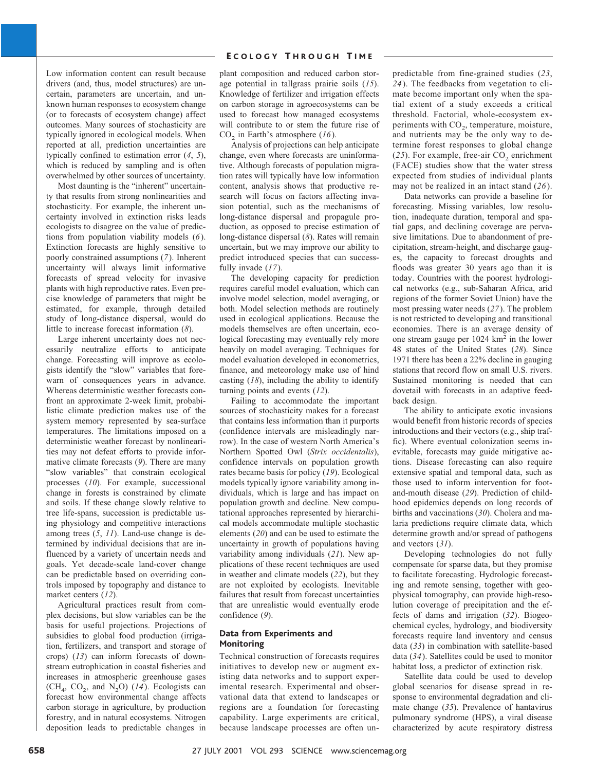Low information content can result because drivers (and, thus, model structures) are uncertain, parameters are uncertain, and unknown human responses to ecosystem change (or to forecasts of ecosystem change) affect outcomes. Many sources of stochasticity are typically ignored in ecological models. When reported at all, prediction uncertainties are typically confined to estimation error (*4*, *5*), which is reduced by sampling and is often overwhelmed by other sources of uncertainty.

Most daunting is the "inherent" uncertainty that results from strong nonlinearities and stochasticity. For example, the inherent uncertainty involved in extinction risks leads ecologists to disagree on the value of predictions from population viability models (*6*). Extinction forecasts are highly sensitive to poorly constrained assumptions (*7*). Inherent uncertainty will always limit informative forecasts of spread velocity for invasive plants with high reproductive rates. Even precise knowledge of parameters that might be estimated, for example, through detailed study of long-distance dispersal, would do little to increase forecast information (*8*).

Large inherent uncertainty does not necessarily neutralize efforts to anticipate change. Forecasting will improve as ecologists identify the "slow" variables that forewarn of consequences years in advance. Whereas deterministic weather forecasts confront an approximate 2-week limit, probabilistic climate prediction makes use of the system memory represented by sea-surface temperatures. The limitations imposed on a deterministic weather forecast by nonlinearities may not defeat efforts to provide informative climate forecasts (*9*). There are many "slow variables" that constrain ecological processes (*10*). For example, successional change in forests is constrained by climate and soils. If these change slowly relative to tree life-spans, succession is predictable using physiology and competitive interactions among trees (*5*, *11*). Land-use change is determined by individual decisions that are influenced by a variety of uncertain needs and goals. Yet decade-scale land-cover change can be predictable based on overriding controls imposed by topography and distance to market centers (*12*).

Agricultural practices result from complex decisions, but slow variables can be the basis for useful projections. Projections of subsidies to global food production (irrigation, fertilizers, and transport and storage of crops) (*13*) can inform forecasts of downstream eutrophication in coastal fisheries and increases in atmospheric greenhouse gases ($CH_4$, $CO_2$, and $N_2O$) (*14*). Ecologists can forecast how environmental change affects carbon storage in agriculture, by production forestry, and in natural ecosystems. Nitrogen deposition leads to predictable changes in plant composition and reduced carbon storage potential in tallgrass prairie soils (*15*). Knowledge of fertilizer and irrigation effects on carbon storage in agroecosystems can be used to forecast how managed ecosystems will contribute to or stem the future rise of $CO_2$ in Earth's atmosphere (*16*).

Analysis of projections can help anticipate change, even where forecasts are uninformative. Although forecasts of population migration rates will typically have low information content, analysis shows that productive research will focus on factors affecting invasion potential, such as the mechanisms of long-distance dispersal and propagule production, as opposed to precise estimation of long-distance dispersal (*8*). Rates will remain uncertain, but we may improve our ability to predict introduced species that can successfully invade (*17*).

The developing capacity for prediction requires careful model evaluation, which can involve model selection, model averaging, or both. Model selection methods are routinely used in ecological applications. Because the models themselves are often uncertain, ecological forecasting may eventually rely more heavily on model averaging. Techniques for model evaluation developed in econometrics, finance, and meteorology make use of hind casting (*18*), including the ability to identify turning points and events (*12*).

Failing to accommodate the important sources of stochasticity makes for a forecast that contains less information than it purports (confidence intervals are misleadingly narrow). In the case of western North America's Northern Spotted Owl (*Strix occidentalis*), confidence intervals on population growth rates became basis for policy (*19*). Ecological models typically ignore variability among individuals, which is large and has impact on population growth and decline. New computational approaches represented by hierarchical models accommodate multiple stochastic elements (*20*) and can be used to estimate the uncertainty in growth of populations having variability among individuals (*21*). New applications of these recent techniques are used in weather and climate models (*22*), but they are not exploited by ecologists. Inevitable failures that result from forecast uncertainties that are unrealistic would eventually erode confidence (*9*).

### Data from Experiments and Monitoring

Technical construction of forecasts requires initiatives to develop new or augment existing data networks and to support experimental research. Experimental and observational data that extend to landscapes or regions are a foundation for forecasting capability. Large experiments are critical, because landscape processes are often unpredictable from fine-grained studies (*23*, *24*). The feedbacks from vegetation to climate become important only when the spatial extent of a study exceeds a critical threshold. Factorial, whole-ecosystem experiments with $CO_2$, temperature, moisture, and nutrients may be the only way to determine forest responses to global change (*25*). For example, free-air $CO_2$ enrichment (FACE) studies show that the water stress expected from studies of individual plants may not be realized in an intact stand (*26*).

Data networks can provide a baseline for forecasting. Missing variables, low resolution, inadequate duration, temporal and spatial gaps, and declining coverage are pervasive limitations. Due to abandonment of precipitation, stream-height, and discharge gauges, the capacity to forecast droughts and floods was greater 30 years ago than it is today. Countries with the poorest hydrological networks (e.g., sub-Saharan Africa, arid regions of the former Soviet Union) have the most pressing water needs (*27*). The problem is not restricted to developing and transitional economies. There is an average density of one stream gauge per 1024 $km^2$ in the lower 48 states of the United States (*28*). Since 1971 there has been a 22% decline in gauging stations that record flow on small U.S. rivers. Sustained monitoring is needed that can dovetail with forecasts in an adaptive feedback design.

The ability to anticipate exotic invasions would benefit from historic records of species introductions and their vectors (e.g., ship traffic). Where eventual colonization seems inevitable, forecasts may guide mitigative actions. Disease forecasting can also require extensive spatial and temporal data, such as those used to inform intervention for foot-and-mouth disease (*29*). Prediction of childhood epidemics depends on long records of births and vaccinations (*30*). Cholera and malaria predictions require climate data, which determine growth and/or spread of pathogens and vectors (*31*).

Developing technologies do not fully compensate for sparse data, but they promise to facilitate forecasting. Hydrologic forecasting and remote sensing, together with geophysical tomography, can provide high-resolution coverage of precipitation and the effects of dams and irrigation (*32*). Biogeochemical cycles, hydrology, and biodiversity forecasts require land inventory and census data (*33*) in combination with satellite-based data (*34*). Satellites could be used to monitor habitat loss, a predictor of extinction risk.

Satellite data could be used to develop global scenarios for disease spread in response to environmental degradation and climate change (*35*). Prevalence of hantavirus pulmonary syndrome (HPS), a viral disease characterized by acute respiratory distress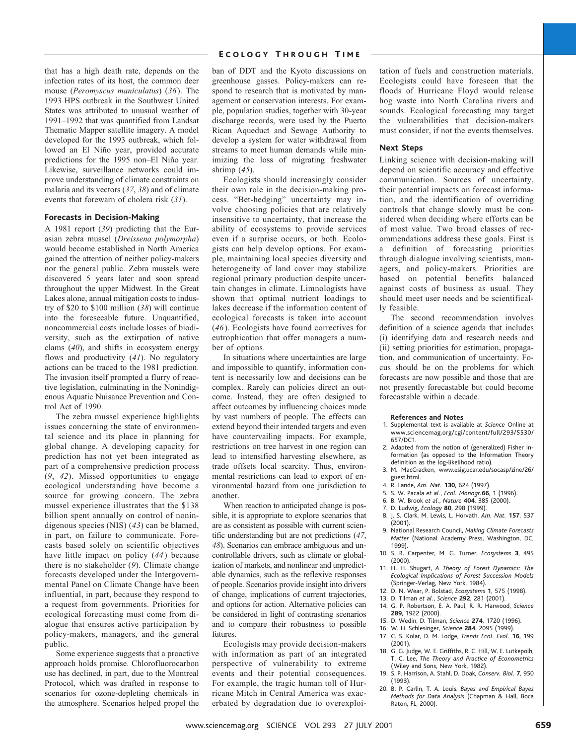that has a high death rate, depends on the infection rates of its host, the common deer mouse (*Peromyscus maniculatus*) (*36*). The 1993 HPS outbreak in the Southwest United States was attributed to unusual weather of 1991–1992 that was quantified from Landsat Thematic Mapper satellite imagery. A model developed for the 1993 outbreak, which followed an El Niño year, provided accurate predictions for the 1995 non–El Niño year. Likewise, surveillance networks could improve understanding of climate constraints on malaria and its vectors (*37*, *38*) and of climate events that forewarn of cholera risk (*31*).

### Forecasts in Decision-Making

A 1981 report (*39*) predicting that the Eurasian zebra mussel (*Dreissena polymorpha*) would become established in North America gained the attention of neither policy-makers nor the general public. Zebra mussels were discovered 5 years later and soon spread throughout the upper Midwest. In the Great Lakes alone, annual mitigation costs to industry of $20 to $100 million (*38*) will continue into the foreseeable future. Unquantified, noncommercial costs include losses of biodiversity, such as the extirpation of native clams (*40*), and shifts in ecosystem energy flows and productivity (*41*). No regulatory actions can be traced to the 1981 prediction. The invasion itself prompted a flurry of reactive legislation, culminating in the Nonindigenous Aquatic Nuisance Prevention and Control Act of 1990.

The zebra mussel experience highlights issues concerning the state of environmental science and its place in planning for global change. A developing capacity for prediction has not yet been integrated as part of a comprehensive prediction process (*9*, *42*). Missed opportunities to engage ecological understanding have become a source for growing concern. The zebra mussel experience illustrates that the $138 billion spent annually on control of nonindigenous species (NIS) (*43*) can be blamed, in part, on failure to communicate. Forecasts based solely on scientific objectives have little impact on policy (*44*) because there is no stakeholder (*9*). Climate change forecasts developed under the Intergovernmental Panel on Climate Change have been influential, in part, because they respond to a request from governments. Priorities for ecological forecasting must come from dialogue that ensures active participation by policy-makers, managers, and the general public.

Some experience suggests that a proactive approach holds promise. Chlorofluorocarbon use has declined, in part, due to the Montreal Protocol, which was drafted in response to scenarios for ozone-depleting chemicals in the atmosphere. Scenarios helped propel the ban of DDT and the Kyoto discussions on greenhouse gasses. Policy-makers can respond to research that is motivated by management or conservation interests. For example, population studies, together with 30-year discharge records, were used by the Puerto Rican Aqueduct and Sewage Authority to develop a system for water withdrawal from streams to meet human demands while minimizing the loss of migrating freshwater shrimp (*45*).

Ecologists should increasingly consider their own role in the decision-making process. "Bet-hedging" uncertainty may involve choosing policies that are relatively insensitive to uncertainty, that increase the ability of ecosystems to provide services even if a surprise occurs, or both. Ecologists can help develop options. For example, maintaining local species diversity and heterogeneity of land cover may stabilize regional primary production despite uncertain changes in climate. Limnologists have shown that optimal nutrient loadings to lakes decrease if the information content of ecological forecasts is taken into account (*46*). Ecologists have found correctives for eutrophication that offer managers a number of options.

In situations where uncertainties are large and impossible to quantify, information content is necessarily low and decisions can be complex. Rarely can policies direct an outcome. Instead, they are often designed to affect outcomes by influencing choices made by vast numbers of people. The effects can extend beyond their intended targets and even have countervailing impacts. For example, restrictions on tree harvest in one region can lead to intensified harvesting elsewhere, as trade offsets local scarcity. Thus, environmental restrictions can lead to export of environmental hazard from one jurisdiction to another.

When reaction to anticipated change is possible, it is appropriate to explore scenarios that are as consistent as possible with current scientific understanding but are not predictions (*47*, *48*). Scenarios can embrace ambiguous and uncontrollable drivers, such as climate or globalization of markets, and nonlinear and unpredictable dynamics, such as the reflexive responses of people. Scenarios provide insight into drivers of change, implications of current trajectories, and options for action. Alternative policies can be considered in light of contrasting scenarios and to compare their robustness to possible futures.

Ecologists may provide decision-makers with information as part of an integrated perspective of vulnerability to extreme events and their potential consequences. For example, the tragic human toll of Hurricane Mitch in Central America was exacerbated by degradation due to overexploitation of fuels and construction materials. Ecologists could have foreseen that the floods of Hurricane Floyd would release hog waste into North Carolina rivers and sounds. Ecological forecasting may target the vulnerabilities that decision-makers must consider, if not the events themselves.

### Next Steps

Linking science with decision-making will depend on scientific accuracy and effective communication. Sources of uncertainty, their potential impacts on forecast information, and the identification of overriding controls that change slowly must be considered when deciding where efforts can be of most value. Two broad classes of recommendations address these goals. First is a definition of forecasting priorities through dialogue involving scientists, managers, and policy-makers. Priorities are based on potential benefits balanced against costs of business as usual. They should meet user needs and be scientifically feasible.

The second recommendation involves definition of a science agenda that includes (i) identifying data and research needs and (ii) setting priorities for estimation, propagation, and communication of uncertainty. Focus should be on the problems for which forecasts are now possible and those that are not presently forecastable but could become forecastable within a decade.

#### References and Notes

1. Supplemental text is available at *Science* Online at www.sciencemag.org/cgi/content/full/293/5530/657/DC1.
2. Adapted from the notion of (generalized) Fisher Information (as opposed to the Information Theory definition as the log-likelihood ratio).
3. M. MacCracken, www.esig.ucar.edu/socasp/zine/26/guest.html.
4. R. Lande, *Am. Nat.* **130**, 624 (1997).
5. S. W. Pacala *et al.*, *Ecol. Monogr.* **66**, 1 (1996).
6. B. W. Brook *et al.*, *Nature* **404**, 385 (2000).
7. D. Ludwig, *Ecology* **80**, 298 (1999).
8. J. S. Clark, M. Lewis, L. Horvath, *Am. Nat.* **157**, 537 (2001).
9. National Research Council, *Making Climate Forecasts Matter* (National Academy Press, Washington, DC, 1999).
10. S. R. Carpenter, M. G. Turner, *Ecosystems* **3**, 495 (2000).
11. H. H. Shugart, *A Theory of Forest Dynamics: The Ecological Implications of Forest Succession Models* (Springer-Verlag, New York, 1984).
12. D. N. Wear, P. Bolstad, *Ecosystems* **1**, 575 (1998).
13. D. Tilman *et al.*, *Science* **292**, 281 (2001).
14. G. P. Robertson, E. A. Paul, R. R. Harwood, *Science* **289**, 1922 (2000).
15. D. Wedin, D. Tilman, *Science* **274**, 1720 (1996).
16. W. H. Schlesinger, *Science* **284**, 2095 (1999).
17. C. S. Kolar, D. M. Lodge, *Trends Ecol. Evol.* **16**, 199 (2001).
18. G. G. Judge, W. E. Griffiths, R. C. Hill, W. E. Lutkepolh, T. C. Lee, *The Theory and Practice of Econometrics* (Wiley and Sons, New York, 1982).
19. S. P. Harrison, A. Stahl, D. Doak, *Conserv. Biol.* **7**, 950 (1993).
20. B. P. Carlin, T. A. Louis. *Bayes and Empirical Bayes Methods for Data Analysis* (Chapman & Hall, Boca Raton, FL, 2000).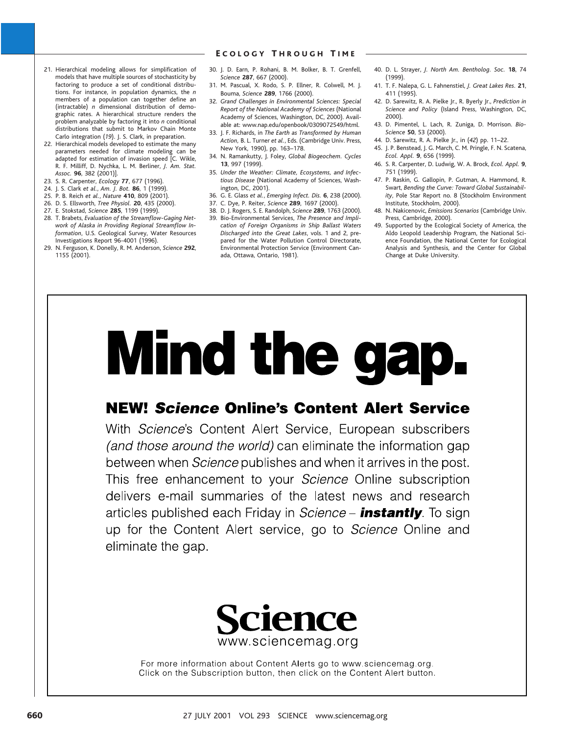21. Hierarchical modeling allows for simplification of models that have multiple sources of stochasticity by factoring to produce a set of conditional distributions. For instance, in population dynamics, the *n* members of a population can together define an (intractable) *n* dimensional distribution of demographic rates. A hierarchical structure renders the problem analyzable by factoring it into *n* conditional distributions that submit to Markov Chain Monte Carlo integration (*19*). J. S. Clark, in preparation.
22. Hierarchical models developed to estimate the many parameters needed for climate modeling can be adapted for estimation of invasion speed [C. Wikle, R. F. Milliff, D. Nychka, L. M. Berliner, *J. Am. Stat. Assoc.* **96**, 382 (2001)].
23. S. R. Carpenter, *Ecology* **77**, 677 (1996).
24. J. S. Clark *et al.*, *Am. J. Bot.* **86**, 1 (1999).
25. P. B. Reich *et al.*, *Nature* **410**, 809 (2001).
26. D. S. Ellsworth, *Tree Physiol.* **20**, 435 (2000).
27. E. Stokstad, *Science* **285**, 1199 (1999).
28. T. Brabets, *Evaluation of the Streamflow-Gaging Network of Alaska in Providing Regional Streamflow Information*, U.S. Geological Survey, Water Resources Investigations Report 96-4001 (1996).
29. N. Ferguson, K. Donelly, R. M. Anderson, *Science* **292**, 1155 (2001).
30. J. D. Earn, P. Rohani, B. M. Bolker, B. T. Grenfell, *Science* **287**, 667 (2000).
31. M. Pascual, X. Rodo, S. P. Ellner, R. Colwell, M. J. Bouma, *Science* **289**, 1766 (2000).
32. *Grand Challenges in Environmental Sciences: Special Report of the National Academy of Sciences* (National Academy of Sciences, Washington, DC, 2000). Available at: www.nap.edu/openbook/0309072549/html.
33. J. F. Richards, in *The Earth as Transformed by Human Action*, B. L. Turner *et al.*, Eds. (Cambridge Univ. Press, New York, 1990), pp. 163–178.
34. N. Ramankutty, J. Foley, *Global Biogeochem. Cycles* **13**, 997 (1999).
35. *Under the Weather: Climate, Ecosystems, and Infectious Disease* (National Academy of Sciences, Washington, DC, 2001).
36. G. E. Glass *et al.*, *Emerging Infect. Dis.* **6**, 238 (2000).
37. C. Dye, P. Reiter, *Science* **289**, 1697 (2000).
38. D. J. Rogers, S. E. Randolph, *Science* **289**, 1763 (2000).
39. Bio-Environmental Services, *The Presence and Implication of Foreign Organisms in Ship Ballast Waters Discharged into the Great Lakes*, vols. 1 and 2, prepared for the Water Pollution Control Directorate, Environmental Protection Service (Environment Canada, Ottawa, Ontario, 1981).
40. D. L. Strayer, *J. North Am. Bentholog. Soc.* **18**, 74 (1999).
41. T. F. Nalepa, G. L. Fahnenstiel, *J. Great Lakes Res.* **21**, 411 (1995).
42. D. Sarewitz, R. A. Pielke Jr., R. Byerly Jr., *Prediction in Science and Policy* (Island Press, Washington, DC, 2000).
43. D. Pimentel, L. Lach, R. Zuniga, D. Morrison. *BioScience* **50**, 53 (2000).
44. D. Sarewitz, R. A. Pielke Jr., in (*42*) pp. 11–22.
45. J. P. Benstead, J. G. March, C. M. Pringle, F. N. Scatena, *Ecol. Appl.* **9**, 656 (1999).
46. S. R. Carpenter, D. Ludwig, W. A. Brock, *Ecol. Appl.* **9**, 751 (1999).
47. P. Raskin, G. Gallopin, P. Gutman, A. Hammond, R. Swart, *Bending the Curve: Toward Global Sustainability*, Pole Star Report no. 8 (Stockholm Environment Institute, Stockholm, 2000).
48. N. Nakicenovic, *Emissions Scenarios* (Cambridge Univ. Press, Cambridge, 2000).
49. Supported by the Ecological Society of America, the Aldo Leopold Leadership Program, the National Science Foundation, the National Center for Ecological Analysis and Synthesis, and the Center for Global Change at Duke University.

# Mind the gap.

## NEW! *Science* Online's Content Alert Service

With *Science*'s Content Alert Service, European subscribers *(and those around the world)* can eliminate the information gap between when *Science* publishes and when it arrives in the post. This free enhancement to your *Science* Online subscription delivers e-mail summaries of the latest news and research articles published each Friday in *Science* – ***instantly***. To sign up for the Content Alert service, go to *Science* Online and eliminate the gap.

**Science**
www.sciencemag.org

For more information about Content Alerts go to www.sciencemag.org. Click on the Subscription button, then click on the Content Alert button.